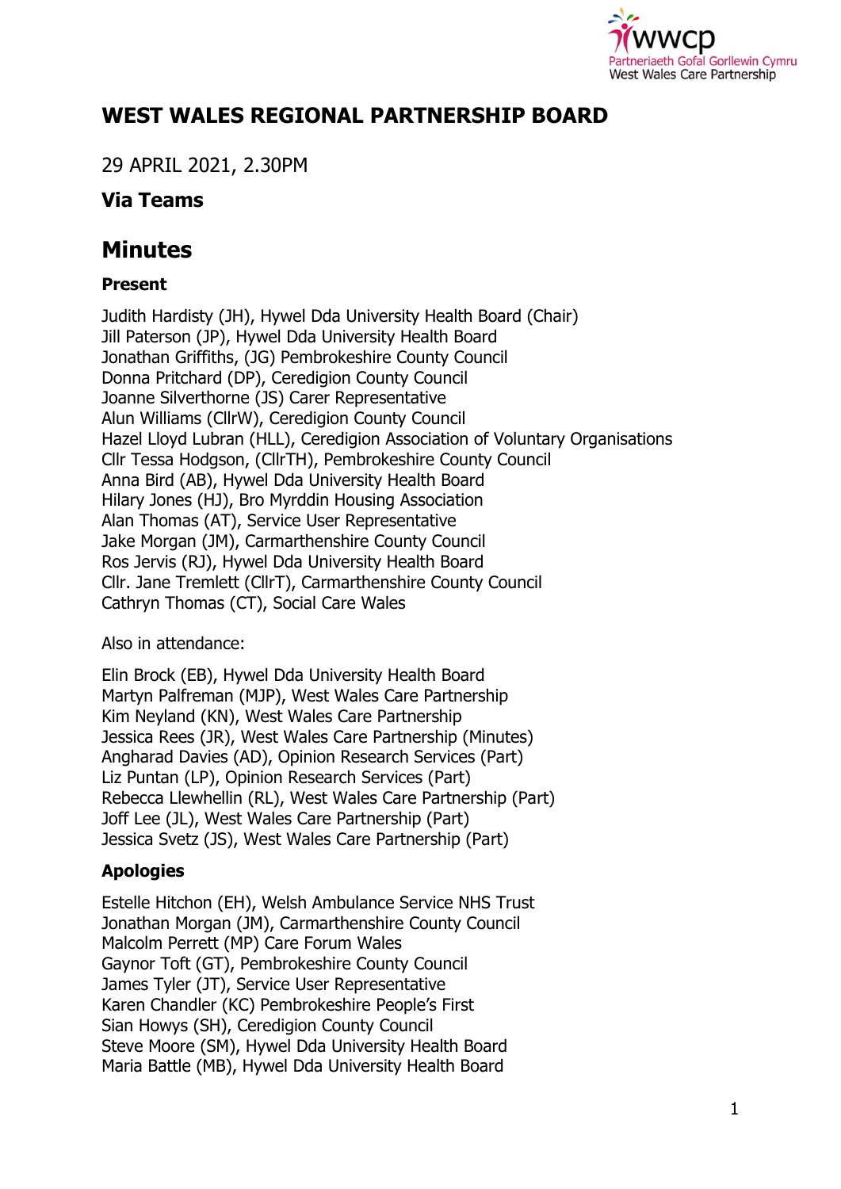# WEST WALES REGIONAL PARTNERSHIP BOARD

29 APRIL 2021, 2.30PM

### Via Teams

## Minutes

### Present

Judith Hardisty (JH), Hywel Dda University Health Board (Chair)
Jill Paterson (JP), Hywel Dda University Health Board
Jonathan Griffiths, (JG) Pembrokeshire County Council
Donna Pritchard (DP), Ceredigion County Council
Joanne Silverthorne (JS) Carer Representative
Alun Williams (CllrW), Ceredigion County Council
Hazel Lloyd Lubran (HLL), Ceredigion Association of Voluntary Organisations
Cllr Tessa Hodgson, (CllrTH), Pembrokeshire County Council
Anna Bird (AB), Hywel Dda University Health Board
Hilary Jones (HJ), Bro Myrddin Housing Association
Alan Thomas (AT), Service User Representative
Jake Morgan (JM), Carmarthenshire County Council
Ros Jervis (RJ), Hywel Dda University Health Board
Cllr. Jane Tremlett (CllrT), Carmarthenshire County Council
Cathryn Thomas (CT), Social Care Wales

Also in attendance:

Elin Brock (EB), Hywel Dda University Health Board
Martyn Palfreman (MJP), West Wales Care Partnership
Kim Neyland (KN), West Wales Care Partnership
Jessica Rees (JR), West Wales Care Partnership (Minutes)
Angharad Davies (AD), Opinion Research Services (Part)
Liz Puntan (LP), Opinion Research Services (Part)
Rebecca Llewhellin (RL), West Wales Care Partnership (Part)
Joff Lee (JL), West Wales Care Partnership (Part)
Jessica Svetz (JS), West Wales Care Partnership (Part)

### Apologies

Estelle Hitchon (EH), Welsh Ambulance Service NHS Trust
Jonathan Morgan (JM), Carmarthenshire County Council
Malcolm Perrett (MP) Care Forum Wales
Gaynor Toft (GT), Pembrokeshire County Council
James Tyler (JT), Service User Representative
Karen Chandler (KC) Pembrokeshire People's First
Sian Howys (SH), Ceredigion County Council
Steve Moore (SM), Hywel Dda University Health Board
Maria Battle (MB), Hywel Dda University Health Board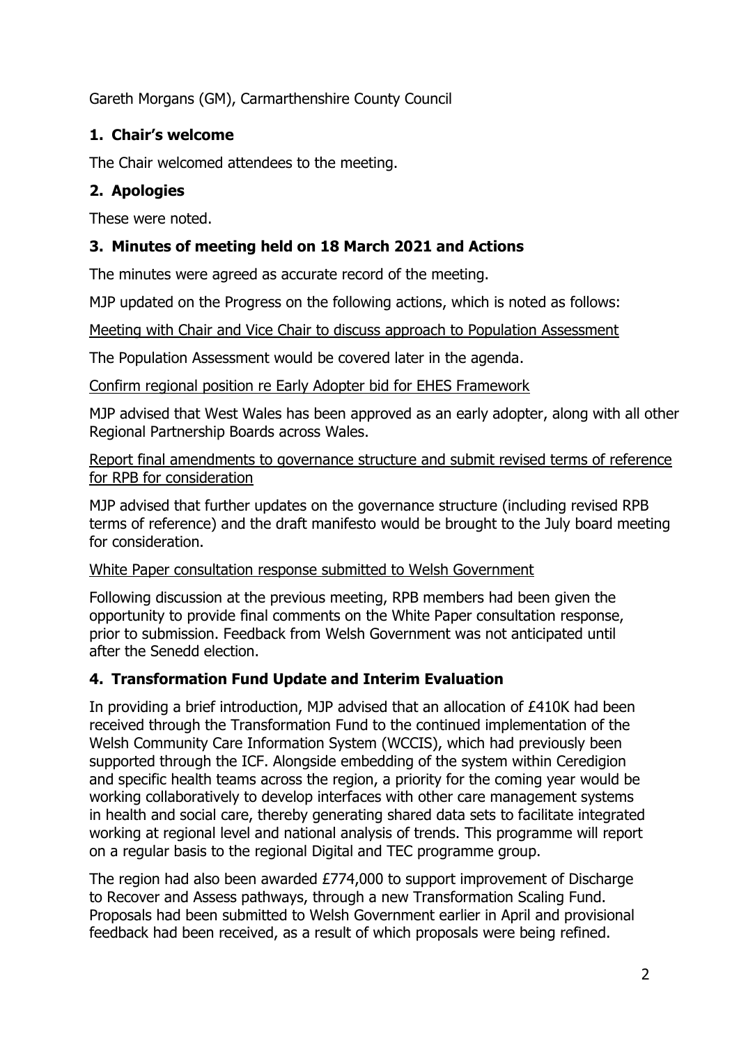Gareth Morgans (GM), Carmarthenshire County Council

## 1. Chair's welcome

The Chair welcomed attendees to the meeting.

## 2. Apologies

These were noted.

## 3. Minutes of meeting held on 18 March 2021 and Actions

The minutes were agreed as accurate record of the meeting.

MJP updated on the Progress on the following actions, which is noted as follows:

<u>Meeting with Chair and Vice Chair to discuss approach to Population Assessment</u>

The Population Assessment would be covered later in the agenda.

<u>Confirm regional position re Early Adopter bid for EHES Framework</u>

MJP advised that West Wales has been approved as an early adopter, along with all other Regional Partnership Boards across Wales.

<u>Report final amendments to governance structure and submit revised terms of reference for RPB for consideration</u>

MJP advised that further updates on the governance structure (including revised RPB terms of reference) and the draft manifesto would be brought to the July board meeting for consideration.

<u>White Paper consultation response submitted to Welsh Government</u>

Following discussion at the previous meeting, RPB members had been given the opportunity to provide final comments on the White Paper consultation response, prior to submission. Feedback from Welsh Government was not anticipated until after the Senedd election.

## 4. Transformation Fund Update and Interim Evaluation

In providing a brief introduction, MJP advised that an allocation of £410K had been received through the Transformation Fund to the continued implementation of the Welsh Community Care Information System (WCCIS), which had previously been supported through the ICF. Alongside embedding of the system within Ceredigion and specific health teams across the region, a priority for the coming year would be working collaboratively to develop interfaces with other care management systems in health and social care, thereby generating shared data sets to facilitate integrated working at regional level and national analysis of trends. This programme will report on a regular basis to the regional Digital and TEC programme group.

The region had also been awarded £774,000 to support improvement of Discharge to Recover and Assess pathways, through a new Transformation Scaling Fund. Proposals had been submitted to Welsh Government earlier in April and provisional feedback had been received, as a result of which proposals were being refined.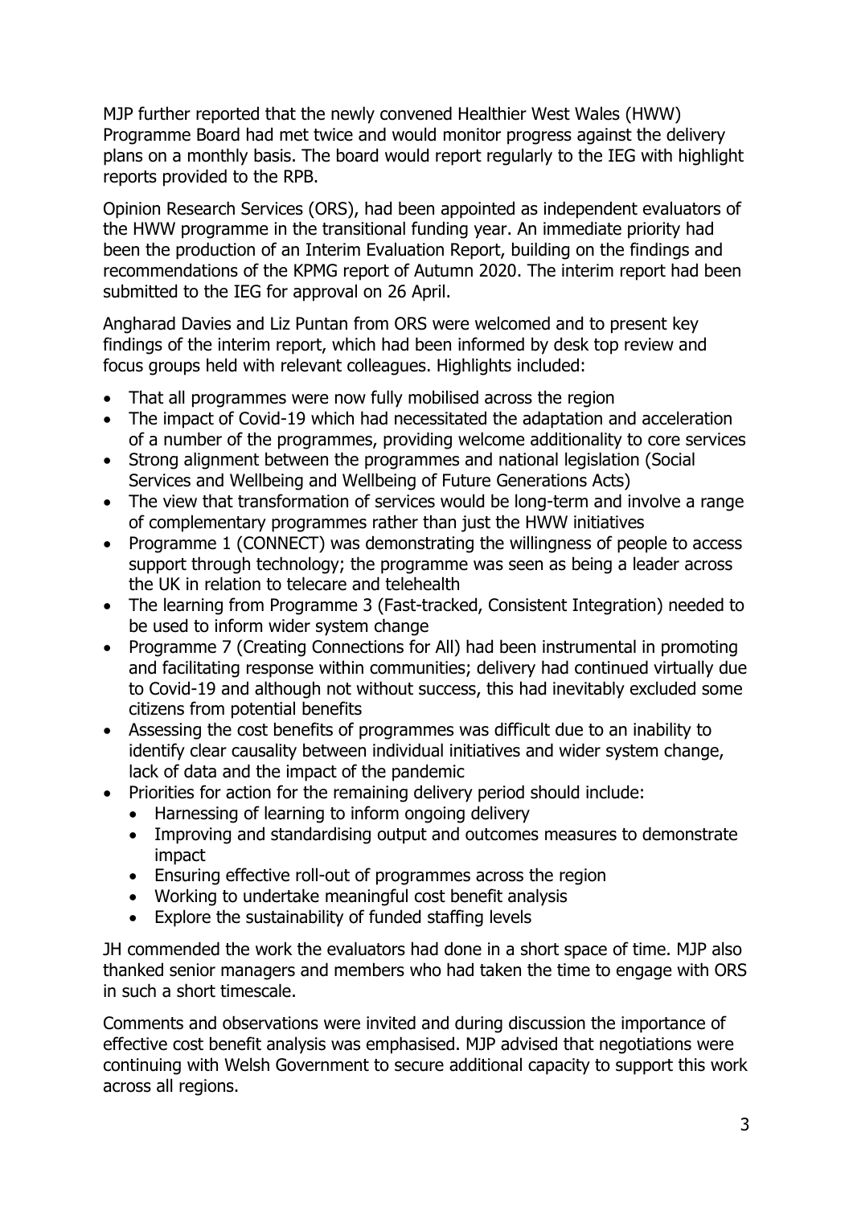MJP further reported that the newly convened Healthier West Wales (HWW) Programme Board had met twice and would monitor progress against the delivery plans on a monthly basis. The board would report regularly to the IEG with highlight reports provided to the RPB.

Opinion Research Services (ORS), had been appointed as independent evaluators of the HWW programme in the transitional funding year. An immediate priority had been the production of an Interim Evaluation Report, building on the findings and recommendations of the KPMG report of Autumn 2020. The interim report had been submitted to the IEG for approval on 26 April.

Angharad Davies and Liz Puntan from ORS were welcomed and to present key findings of the interim report, which had been informed by desk top review and focus groups held with relevant colleagues. Highlights included:

- That all programmes were now fully mobilised across the region
- The impact of Covid-19 which had necessitated the adaptation and acceleration of a number of the programmes, providing welcome additionality to core services
- Strong alignment between the programmes and national legislation (Social Services and Wellbeing and Wellbeing of Future Generations Acts)
- The view that transformation of services would be long-term and involve a range of complementary programmes rather than just the HWW initiatives
- Programme 1 (CONNECT) was demonstrating the willingness of people to access support through technology; the programme was seen as being a leader across the UK in relation to telecare and telehealth
- The learning from Programme 3 (Fast-tracked, Consistent Integration) needed to be used to inform wider system change
- Programme 7 (Creating Connections for All) had been instrumental in promoting and facilitating response within communities; delivery had continued virtually due to Covid-19 and although not without success, this had inevitably excluded some citizens from potential benefits
- Assessing the cost benefits of programmes was difficult due to an inability to identify clear causality between individual initiatives and wider system change, lack of data and the impact of the pandemic
- Priorities for action for the remaining delivery period should include:
  - Harnessing of learning to inform ongoing delivery
  - Improving and standardising output and outcomes measures to demonstrate impact
  - Ensuring effective roll-out of programmes across the region
  - Working to undertake meaningful cost benefit analysis
  - Explore the sustainability of funded staffing levels

JH commended the work the evaluators had done in a short space of time. MJP also thanked senior managers and members who had taken the time to engage with ORS in such a short timescale.

Comments and observations were invited and during discussion the importance of effective cost benefit analysis was emphasised. MJP advised that negotiations were continuing with Welsh Government to secure additional capacity to support this work across all regions.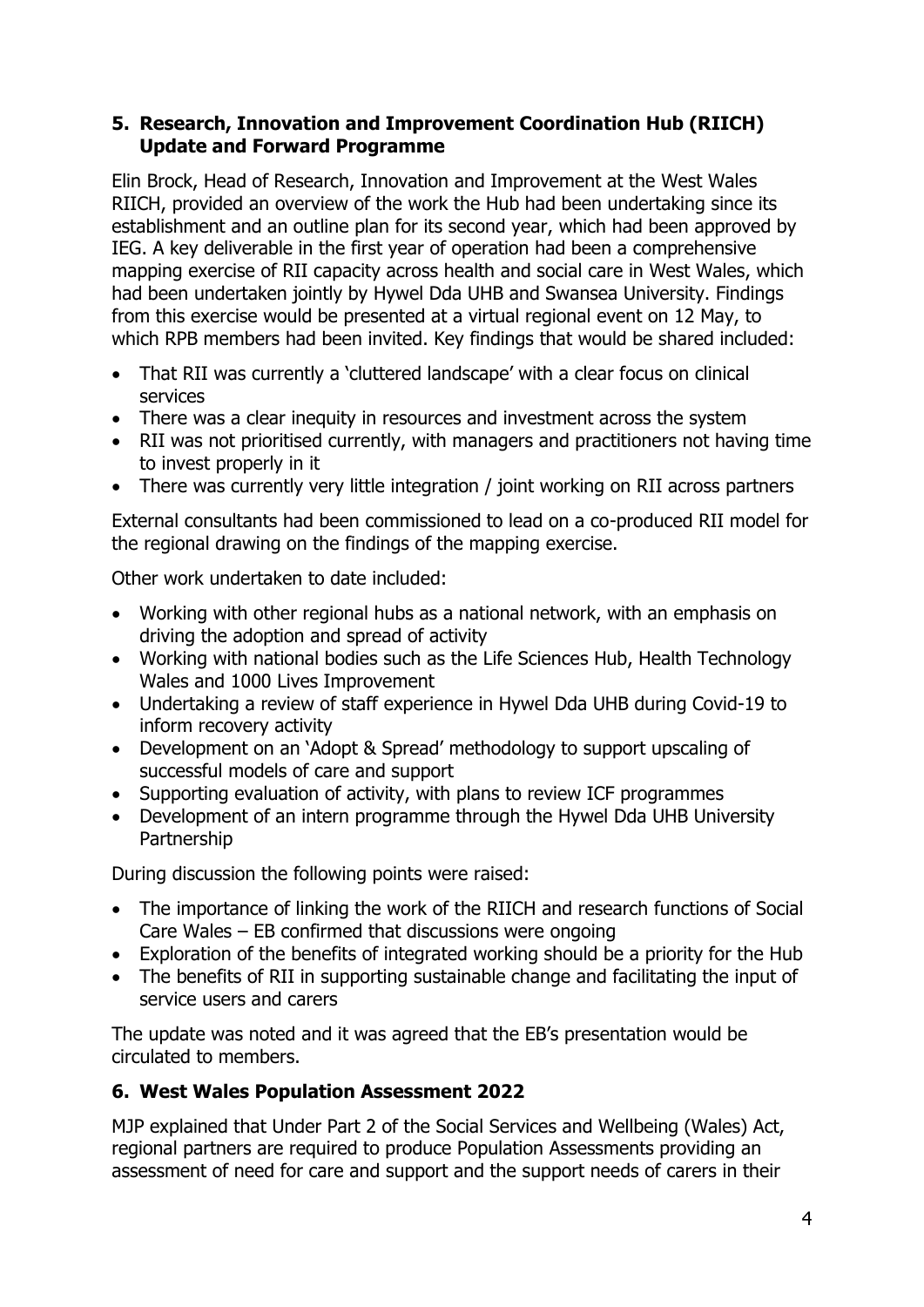## 5. Research, Innovation and Improvement Coordination Hub (RIICH) Update and Forward Programme

Elin Brock, Head of Research, Innovation and Improvement at the West Wales RIICH, provided an overview of the work the Hub had been undertaking since its establishment and an outline plan for its second year, which had been approved by IEG. A key deliverable in the first year of operation had been a comprehensive mapping exercise of RII capacity across health and social care in West Wales, which had been undertaken jointly by Hywel Dda UHB and Swansea University. Findings from this exercise would be presented at a virtual regional event on 12 May, to which RPB members had been invited. Key findings that would be shared included:

- That RII was currently a 'cluttered landscape' with a clear focus on clinical services
- There was a clear inequity in resources and investment across the system
- RII was not prioritised currently, with managers and practitioners not having time to invest properly in it
- There was currently very little integration / joint working on RII across partners

External consultants had been commissioned to lead on a co-produced RII model for the regional drawing on the findings of the mapping exercise.

Other work undertaken to date included:

- Working with other regional hubs as a national network, with an emphasis on driving the adoption and spread of activity
- Working with national bodies such as the Life Sciences Hub, Health Technology Wales and 1000 Lives Improvement
- Undertaking a review of staff experience in Hywel Dda UHB during Covid-19 to inform recovery activity
- Development on an 'Adopt & Spread' methodology to support upscaling of successful models of care and support
- Supporting evaluation of activity, with plans to review ICF programmes
- Development of an intern programme through the Hywel Dda UHB University Partnership

During discussion the following points were raised:

- The importance of linking the work of the RIICH and research functions of Social Care Wales – EB confirmed that discussions were ongoing
- Exploration of the benefits of integrated working should be a priority for the Hub
- The benefits of RII in supporting sustainable change and facilitating the input of service users and carers

The update was noted and it was agreed that the EB's presentation would be circulated to members.

## 6. West Wales Population Assessment 2022

MJP explained that Under Part 2 of the Social Services and Wellbeing (Wales) Act, regional partners are required to produce Population Assessments providing an assessment of need for care and support and the support needs of carers in their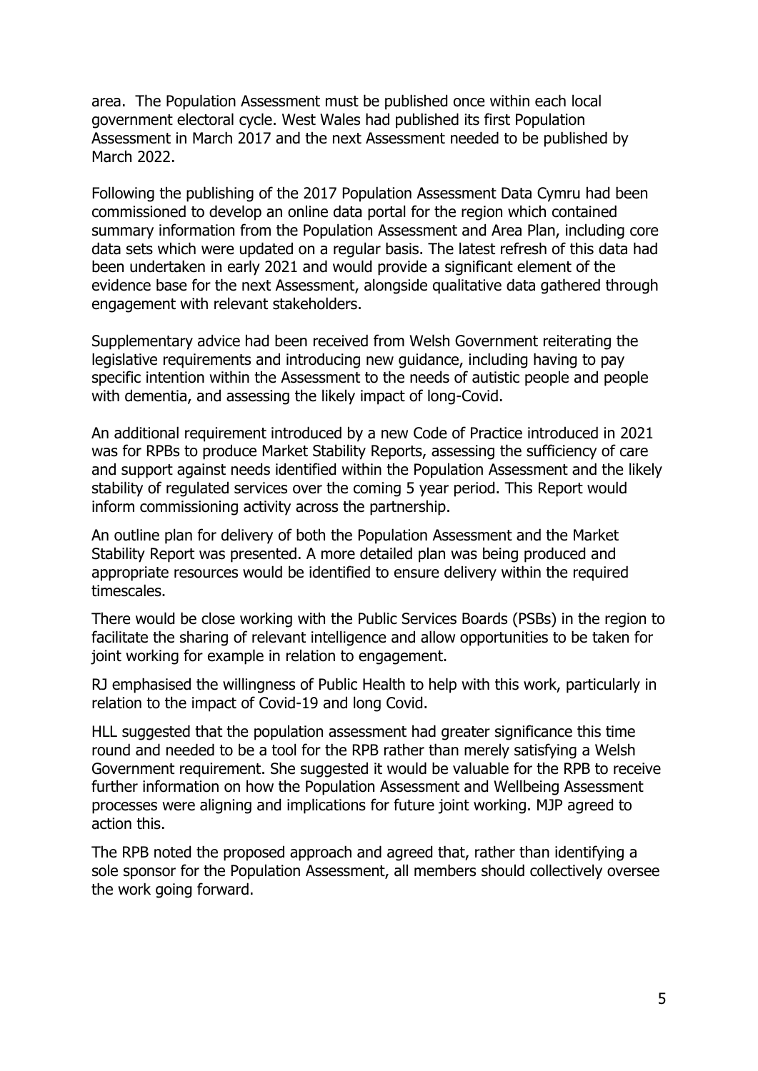area. The Population Assessment must be published once within each local government electoral cycle. West Wales had published its first Population Assessment in March 2017 and the next Assessment needed to be published by March 2022.

Following the publishing of the 2017 Population Assessment Data Cymru had been commissioned to develop an online data portal for the region which contained summary information from the Population Assessment and Area Plan, including core data sets which were updated on a regular basis. The latest refresh of this data had been undertaken in early 2021 and would provide a significant element of the evidence base for the next Assessment, alongside qualitative data gathered through engagement with relevant stakeholders.

Supplementary advice had been received from Welsh Government reiterating the legislative requirements and introducing new guidance, including having to pay specific intention within the Assessment to the needs of autistic people and people with dementia, and assessing the likely impact of long-Covid.

An additional requirement introduced by a new Code of Practice introduced in 2021 was for RPBs to produce Market Stability Reports, assessing the sufficiency of care and support against needs identified within the Population Assessment and the likely stability of regulated services over the coming 5 year period. This Report would inform commissioning activity across the partnership.

An outline plan for delivery of both the Population Assessment and the Market Stability Report was presented. A more detailed plan was being produced and appropriate resources would be identified to ensure delivery within the required timescales.

There would be close working with the Public Services Boards (PSBs) in the region to facilitate the sharing of relevant intelligence and allow opportunities to be taken for joint working for example in relation to engagement.

RJ emphasised the willingness of Public Health to help with this work, particularly in relation to the impact of Covid-19 and long Covid.

HLL suggested that the population assessment had greater significance this time round and needed to be a tool for the RPB rather than merely satisfying a Welsh Government requirement. She suggested it would be valuable for the RPB to receive further information on how the Population Assessment and Wellbeing Assessment processes were aligning and implications for future joint working. MJP agreed to action this.

The RPB noted the proposed approach and agreed that, rather than identifying a sole sponsor for the Population Assessment, all members should collectively oversee the work going forward.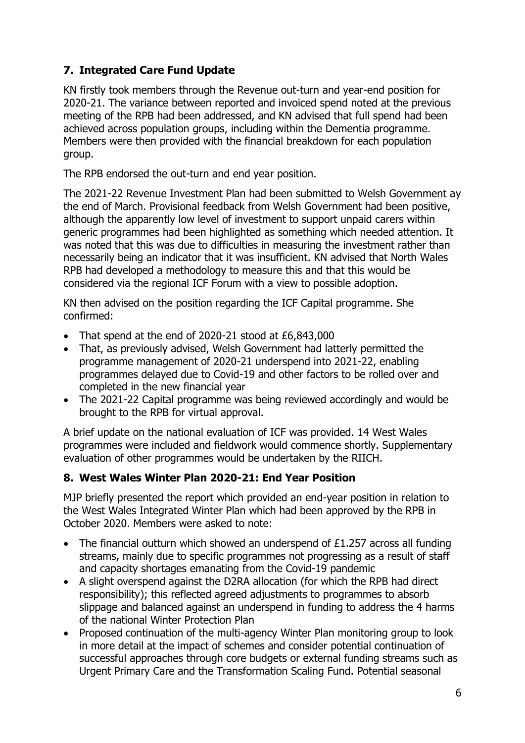## 7. Integrated Care Fund Update

KN firstly took members through the Revenue out-turn and year-end position for 2020-21. The variance between reported and invoiced spend noted at the previous meeting of the RPB had been addressed, and KN advised that full spend had been achieved across population groups, including within the Dementia programme. Members were then provided with the financial breakdown for each population group.

The RPB endorsed the out-turn and end year position.

The 2021-22 Revenue Investment Plan had been submitted to Welsh Government ay the end of March. Provisional feedback from Welsh Government had been positive, although the apparently low level of investment to support unpaid carers within generic programmes had been highlighted as something which needed attention. It was noted that this was due to difficulties in measuring the investment rather than necessarily being an indicator that it was insufficient. KN advised that North Wales RPB had developed a methodology to measure this and that this would be considered via the regional ICF Forum with a view to possible adoption.

KN then advised on the position regarding the ICF Capital programme. She confirmed:

- That spend at the end of 2020-21 stood at £6,843,000
- That, as previously advised, Welsh Government had latterly permitted the programme management of 2020-21 underspend into 2021-22, enabling programmes delayed due to Covid-19 and other factors to be rolled over and completed in the new financial year
- The 2021-22 Capital programme was being reviewed accordingly and would be brought to the RPB for virtual approval.

A brief update on the national evaluation of ICF was provided. 14 West Wales programmes were included and fieldwork would commence shortly. Supplementary evaluation of other programmes would be undertaken by the RIICH.

## 8. West Wales Winter Plan 2020-21: End Year Position

MJP briefly presented the report which provided an end-year position in relation to the West Wales Integrated Winter Plan which had been approved by the RPB in October 2020. Members were asked to note:

- The financial outturn which showed an underspend of £1.257 across all funding streams, mainly due to specific programmes not progressing as a result of staff and capacity shortages emanating from the Covid-19 pandemic
- A slight overspend against the D2RA allocation (for which the RPB had direct responsibility); this reflected agreed adjustments to programmes to absorb slippage and balanced against an underspend in funding to address the 4 harms of the national Winter Protection Plan
- Proposed continuation of the multi-agency Winter Plan monitoring group to look in more detail at the impact of schemes and consider potential continuation of successful approaches through core budgets or external funding streams such as Urgent Primary Care and the Transformation Scaling Fund. Potential seasonal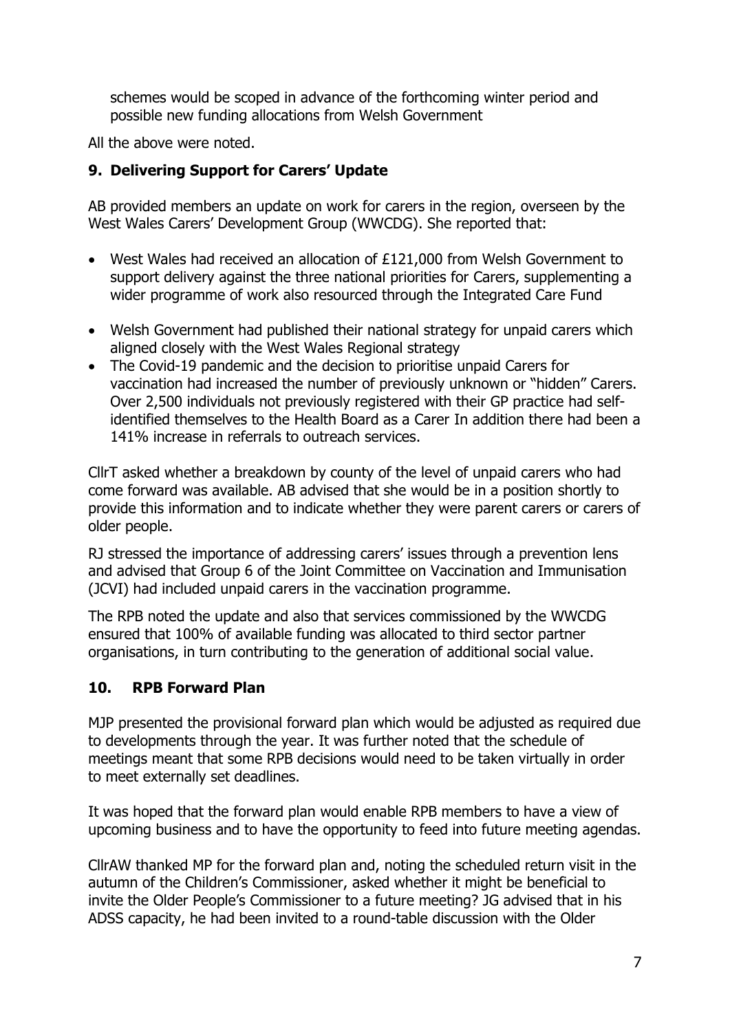schemes would be scoped in advance of the forthcoming winter period and possible new funding allocations from Welsh Government

All the above were noted.

## 9. Delivering Support for Carers' Update

AB provided members an update on work for carers in the region, overseen by the West Wales Carers' Development Group (WWCDG). She reported that:

- West Wales had received an allocation of £121,000 from Welsh Government to support delivery against the three national priorities for Carers, supplementing a wider programme of work also resourced through the Integrated Care Fund
- Welsh Government had published their national strategy for unpaid carers which aligned closely with the West Wales Regional strategy
- The Covid-19 pandemic and the decision to prioritise unpaid Carers for vaccination had increased the number of previously unknown or "hidden" Carers. Over 2,500 individuals not previously registered with their GP practice had self-identified themselves to the Health Board as a Carer In addition there had been a 141% increase in referrals to outreach services.

CllrT asked whether a breakdown by county of the level of unpaid carers who had come forward was available. AB advised that she would be in a position shortly to provide this information and to indicate whether they were parent carers or carers of older people.

RJ stressed the importance of addressing carers' issues through a prevention lens and advised that Group 6 of the Joint Committee on Vaccination and Immunisation (JCVI) had included unpaid carers in the vaccination programme.

The RPB noted the update and also that services commissioned by the WWCDG ensured that 100% of available funding was allocated to third sector partner organisations, in turn contributing to the generation of additional social value.

## 10. RPB Forward Plan

MJP presented the provisional forward plan which would be adjusted as required due to developments through the year. It was further noted that the schedule of meetings meant that some RPB decisions would need to be taken virtually in order to meet externally set deadlines.

It was hoped that the forward plan would enable RPB members to have a view of upcoming business and to have the opportunity to feed into future meeting agendas.

CllrAW thanked MP for the forward plan and, noting the scheduled return visit in the autumn of the Children's Commissioner, asked whether it might be beneficial to invite the Older People's Commissioner to a future meeting? JG advised that in his ADSS capacity, he had been invited to a round-table discussion with the Older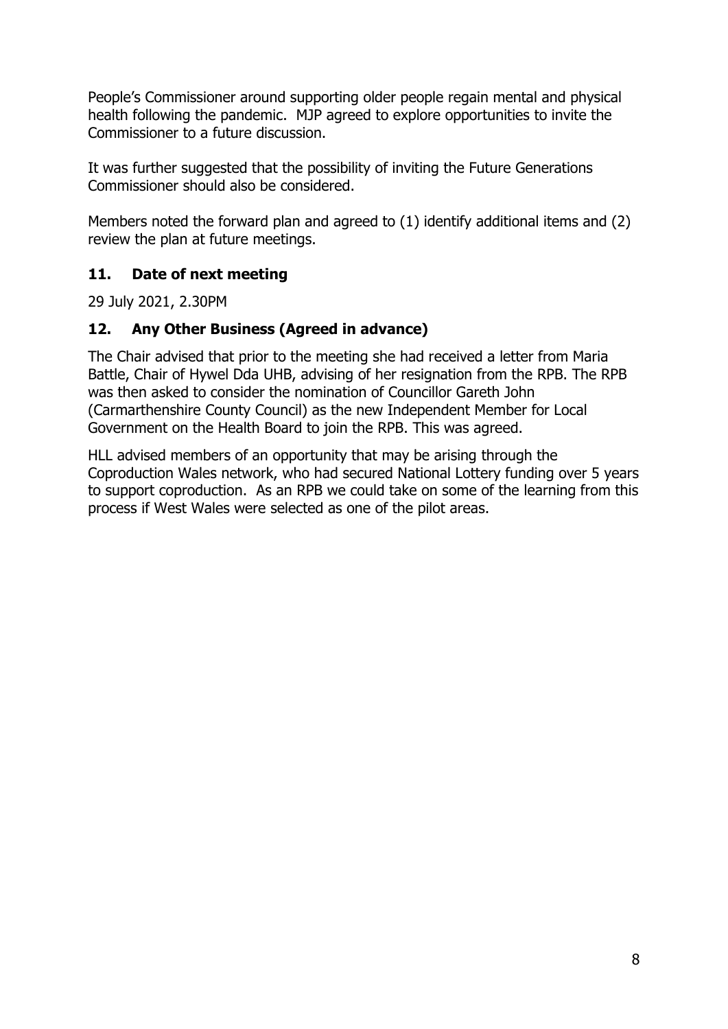People's Commissioner around supporting older people regain mental and physical health following the pandemic. MJP agreed to explore opportunities to invite the Commissioner to a future discussion.

It was further suggested that the possibility of inviting the Future Generations Commissioner should also be considered.

Members noted the forward plan and agreed to (1) identify additional items and (2) review the plan at future meetings.

### 11. Date of next meeting

29 July 2021, 2.30PM

### 12. Any Other Business (Agreed in advance)

The Chair advised that prior to the meeting she had received a letter from Maria Battle, Chair of Hywel Dda UHB, advising of her resignation from the RPB. The RPB was then asked to consider the nomination of Councillor Gareth John (Carmarthenshire County Council) as the new Independent Member for Local Government on the Health Board to join the RPB. This was agreed.

HLL advised members of an opportunity that may be arising through the Coproduction Wales network, who had secured National Lottery funding over 5 years to support coproduction. As an RPB we could take on some of the learning from this process if West Wales were selected as one of the pilot areas.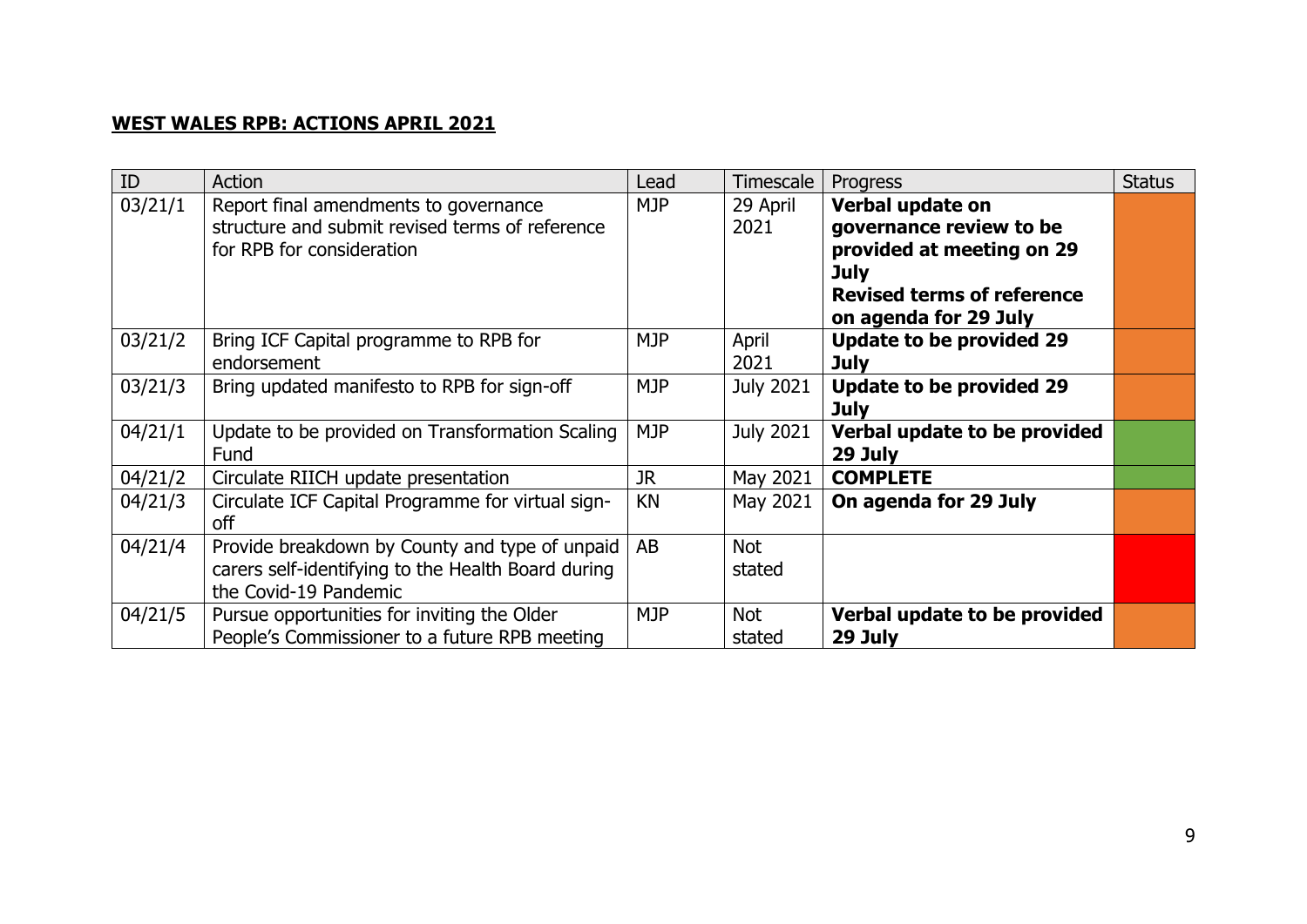**WEST WALES RPB: ACTIONS APRIL 2021**

| ID | Action | Lead | Timescale | Progress | Status |
|---|---|---|---|---|---|
| 03/21/1 | Report final amendments to governance structure and submit revised terms of reference for RPB for consideration | MJP | 29 April 2021 | **Verbal update on governance review to be provided at meeting on 29 July**<br>**Revised terms of reference on agenda for 29 July** | |
| 03/21/2 | Bring ICF Capital programme to RPB for endorsement | MJP | April 2021 | **Update to be provided 29 July** | |
| 03/21/3 | Bring updated manifesto to RPB for sign-off | MJP | July 2021 | **Update to be provided 29 July** | |
| 04/21/1 | Update to be provided on Transformation Scaling Fund | MJP | July 2021 | **Verbal update to be provided 29 July** | |
| 04/21/2 | Circulate RIICH update presentation | JR | May 2021 | **COMPLETE** | |
| 04/21/3 | Circulate ICF Capital Programme for virtual sign-off | KN | May 2021 | **On agenda for 29 July** | |
| 04/21/4 | Provide breakdown by County and type of unpaid carers self-identifying to the Health Board during the Covid-19 Pandemic | AB | Not stated | | |
| 04/21/5 | Pursue opportunities for inviting the Older People's Commissioner to a future RPB meeting | MJP | Not stated | **Verbal update to be provided 29 July** | |